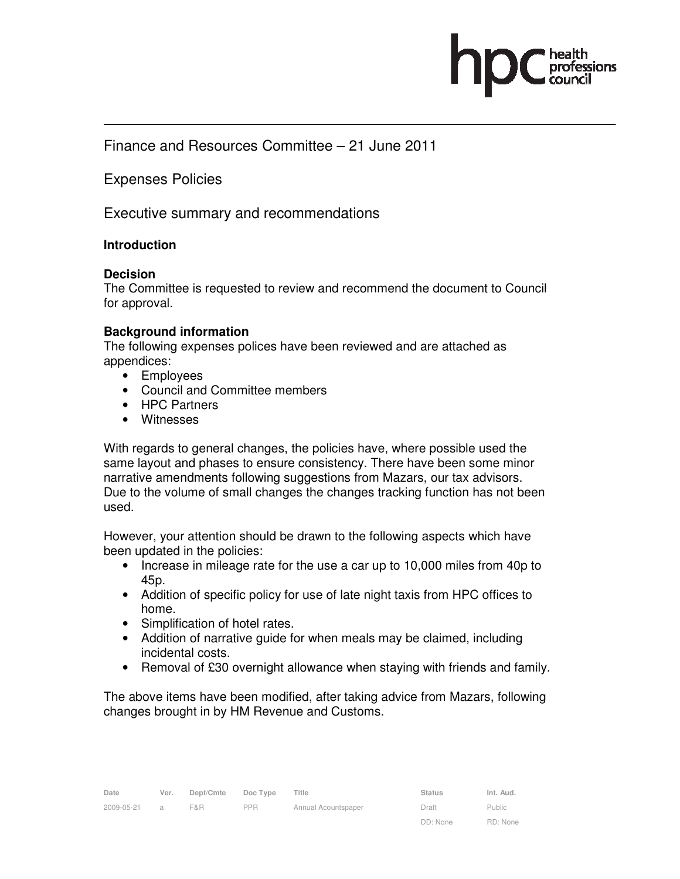# Finance and Resources Committee – 21 June 2011

## Expenses Policies

## Executive summary and recommendations

### Introduction

### Decision

The Committee is requested to review and recommend the document to Council for approval.

### Background information

The following expenses polices have been reviewed and are attached as appendices:

- Employees
- Council and Committee members
- HPC Partners
- Witnesses

With regards to general changes, the policies have, where possible used the same layout and phases to ensure consistency. There have been some minor narrative amendments following suggestions from Mazars, our tax advisors. Due to the volume of small changes the changes tracking function has not been used.

However, your attention should be drawn to the following aspects which have been updated in the policies:

- Increase in mileage rate for the use a car up to 10,000 miles from 40p to 45p.
- Addition of specific policy for use of late night taxis from HPC offices to home.
- Simplification of hotel rates.
- Addition of narrative guide for when meals may be claimed, including incidental costs.
- Removal of £30 overnight allowance when staying with friends and family.

The above items have been modified, after taking advice from Mazars, following changes brought in by HM Revenue and Customs.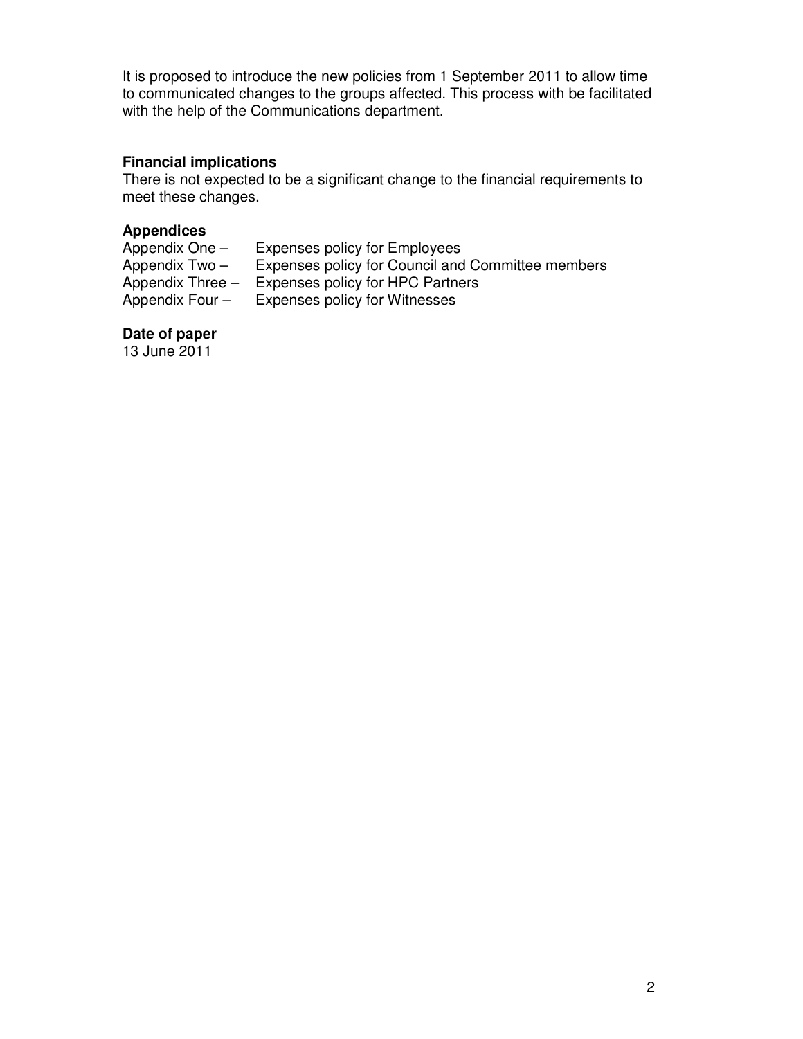It is proposed to introduce the new policies from 1 September 2011 to allow time to communicated changes to the groups affected. This process with be facilitated with the help of the Communications department.

**Financial implications**
There is not expected to be a significant change to the financial requirements to meet these changes.

**Appendices**
Appendix One – Expenses policy for Employees
Appendix Two – Expenses policy for Council and Committee members
Appendix Three – Expenses policy for HPC Partners
Appendix Four – Expenses policy for Witnesses

**Date of paper**
13 June 2011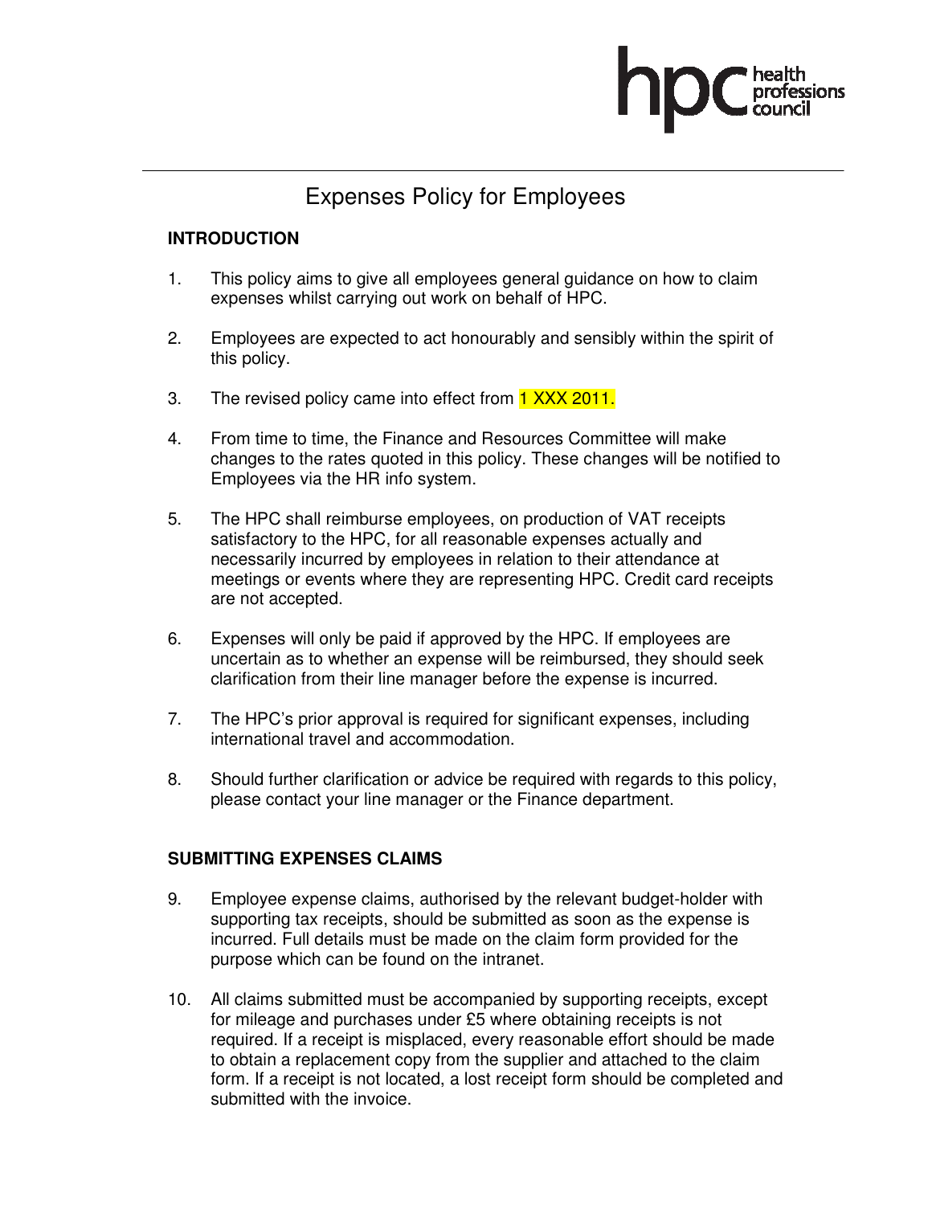# Expenses Policy for Employees

**INTRODUCTION**

1. This policy aims to give all employees general guidance on how to claim expenses whilst carrying out work on behalf of HPC.

2. Employees are expected to act honourably and sensibly within the spirit of this policy.

3. The revised policy came into effect from 1 XXX 2011.

4. From time to time, the Finance and Resources Committee will make changes to the rates quoted in this policy. These changes will be notified to Employees via the HR info system.

5. The HPC shall reimburse employees, on production of VAT receipts satisfactory to the HPC, for all reasonable expenses actually and necessarily incurred by employees in relation to their attendance at meetings or events where they are representing HPC. Credit card receipts are not accepted.

6. Expenses will only be paid if approved by the HPC. If employees are uncertain as to whether an expense will be reimbursed, they should seek clarification from their line manager before the expense is incurred.

7. The HPC's prior approval is required for significant expenses, including international travel and accommodation.

8. Should further clarification or advice be required with regards to this policy, please contact your line manager or the Finance department.

**SUBMITTING EXPENSES CLAIMS**

9. Employee expense claims, authorised by the relevant budget-holder with supporting tax receipts, should be submitted as soon as the expense is incurred. Full details must be made on the claim form provided for the purpose which can be found on the intranet.

10. All claims submitted must be accompanied by supporting receipts, except for mileage and purchases under £5 where obtaining receipts is not required. If a receipt is misplaced, every reasonable effort should be made to obtain a replacement copy from the supplier and attached to the claim form. If a receipt is not located, a lost receipt form should be completed and submitted with the invoice.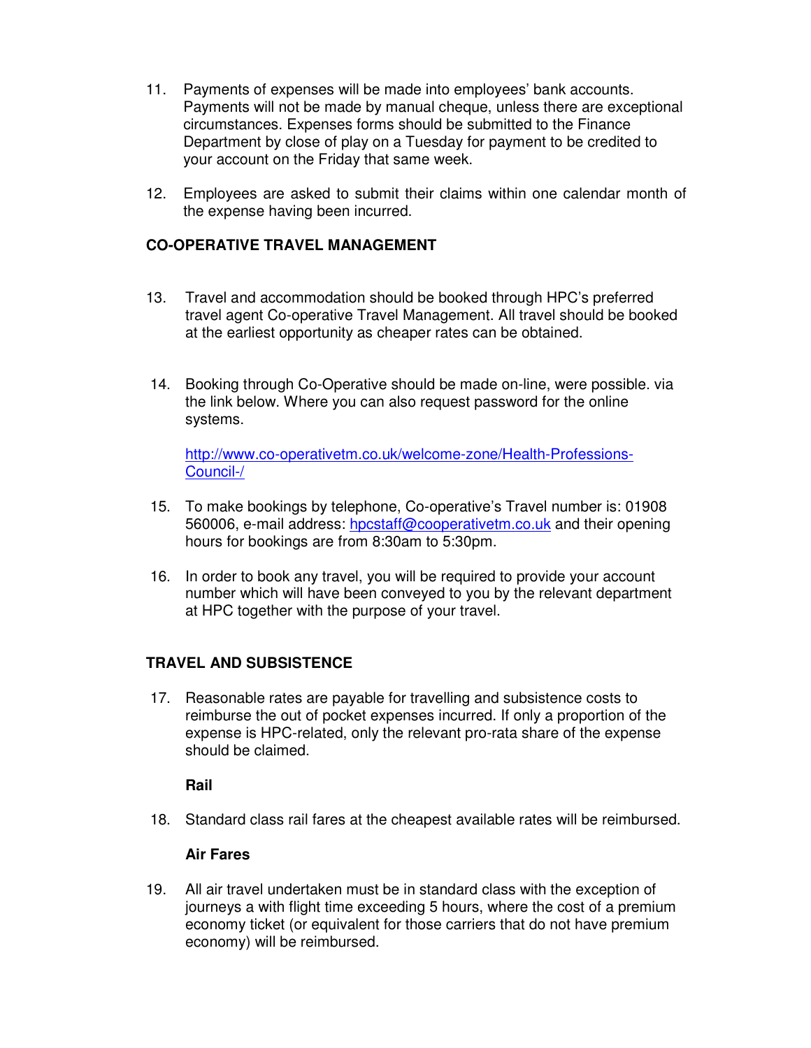11. Payments of expenses will be made into employees' bank accounts. Payments will not be made by manual cheque, unless there are exceptional circumstances. Expenses forms should be submitted to the Finance Department by close of play on a Tuesday for payment to be credited to your account on the Friday that same week.

12. Employees are asked to submit their claims within one calendar month of the expense having been incurred.

**CO-OPERATIVE TRAVEL MANAGEMENT**

13. Travel and accommodation should be booked through HPC's preferred travel agent Co-operative Travel Management. All travel should be booked at the earliest opportunity as cheaper rates can be obtained.

14. Booking through Co-Operative should be made on-line, were possible. via the link below. Where you can also request password for the online systems.

    http://www.co-operativetm.co.uk/welcome-zone/Health-Professions-Council-/

15. To make bookings by telephone, Co-operative's Travel number is: 01908 560006, e-mail address: hpcstaff@cooperativetm.co.uk and their opening hours for bookings are from 8:30am to 5:30pm.

16. In order to book any travel, you will be required to provide your account number which will have been conveyed to you by the relevant department at HPC together with the purpose of your travel.

**TRAVEL AND SUBSISTENCE**

17. Reasonable rates are payable for travelling and subsistence costs to reimburse the out of pocket expenses incurred. If only a proportion of the expense is HPC-related, only the relevant pro-rata share of the expense should be claimed.

    **Rail**

18. Standard class rail fares at the cheapest available rates will be reimbursed.

    **Air Fares**

19. All air travel undertaken must be in standard class with the exception of journeys a with flight time exceeding 5 hours, where the cost of a premium economy ticket (or equivalent for those carriers that do not have premium economy) will be reimbursed.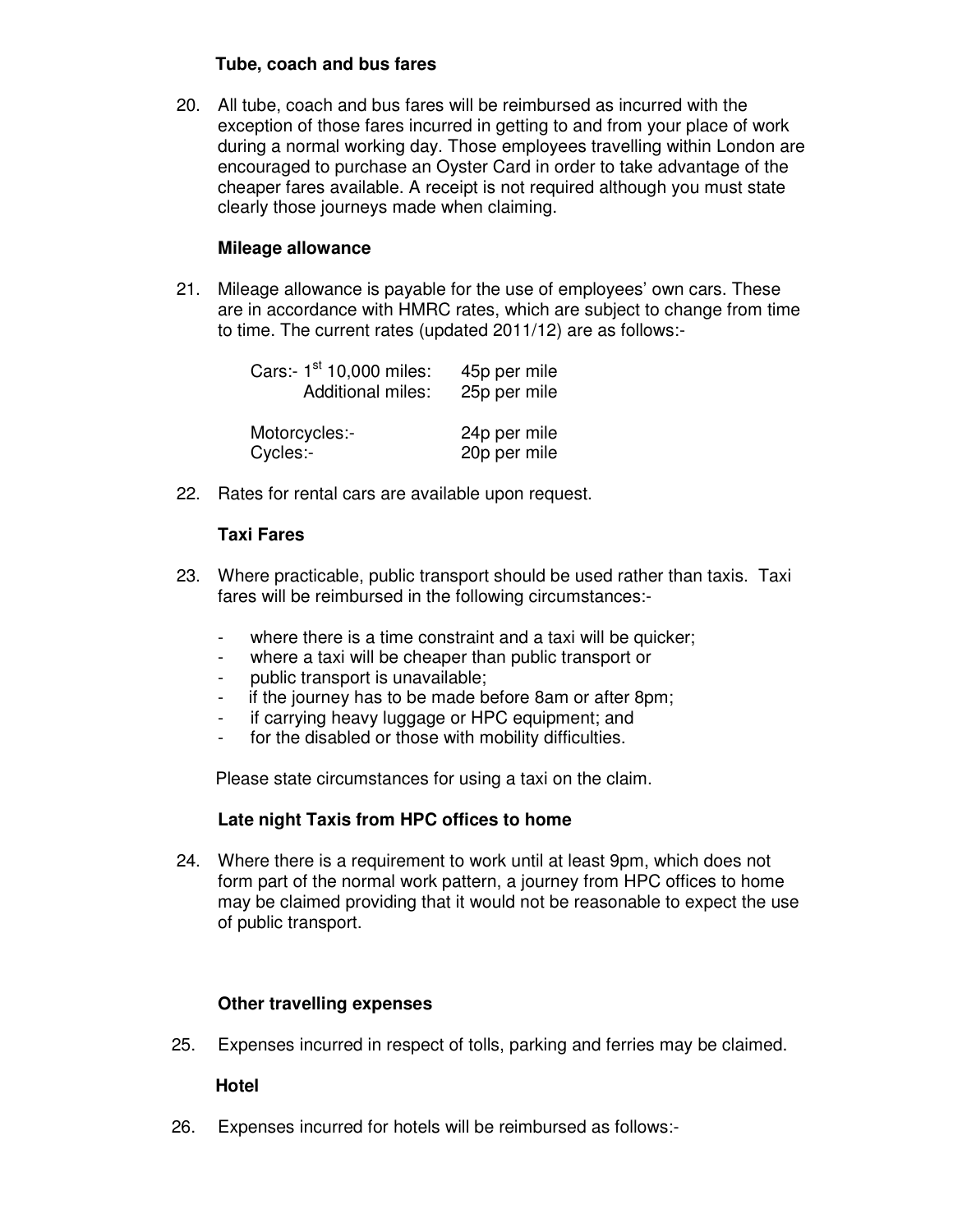### Tube, coach and bus fares

20. All tube, coach and bus fares will be reimbursed as incurred with the exception of those fares incurred in getting to and from your place of work during a normal working day. Those employees travelling within London are encouraged to purchase an Oyster Card in order to take advantage of the cheaper fares available. A receipt is not required although you must state clearly those journeys made when claiming.

### Mileage allowance

21. Mileage allowance is payable for the use of employees' own cars. These are in accordance with HMRC rates, which are subject to change from time to time. The current rates (updated 2011/12) are as follows:-

| | |
|---|---|
| Cars:- 1st 10,000 miles: | 45p per mile |
| Additional miles: | 25p per mile |
| Motorcycles:- | 24p per mile |
| Cycles:- | 20p per mile |

22. Rates for rental cars are available upon request.

### Taxi Fares

23. Where practicable, public transport should be used rather than taxis. Taxi fares will be reimbursed in the following circumstances:-

- where there is a time constraint and a taxi will be quicker;
- where a taxi will be cheaper than public transport or
- public transport is unavailable;
- if the journey has to be made before 8am or after 8pm;
- if carrying heavy luggage or HPC equipment; and
- for the disabled or those with mobility difficulties.

Please state circumstances for using a taxi on the claim.

### Late night Taxis from HPC offices to home

24. Where there is a requirement to work until at least 9pm, which does not form part of the normal work pattern, a journey from HPC offices to home may be claimed providing that it would not be reasonable to expect the use of public transport.

### Other travelling expenses

25. Expenses incurred in respect of tolls, parking and ferries may be claimed.

### Hotel

26. Expenses incurred for hotels will be reimbursed as follows:-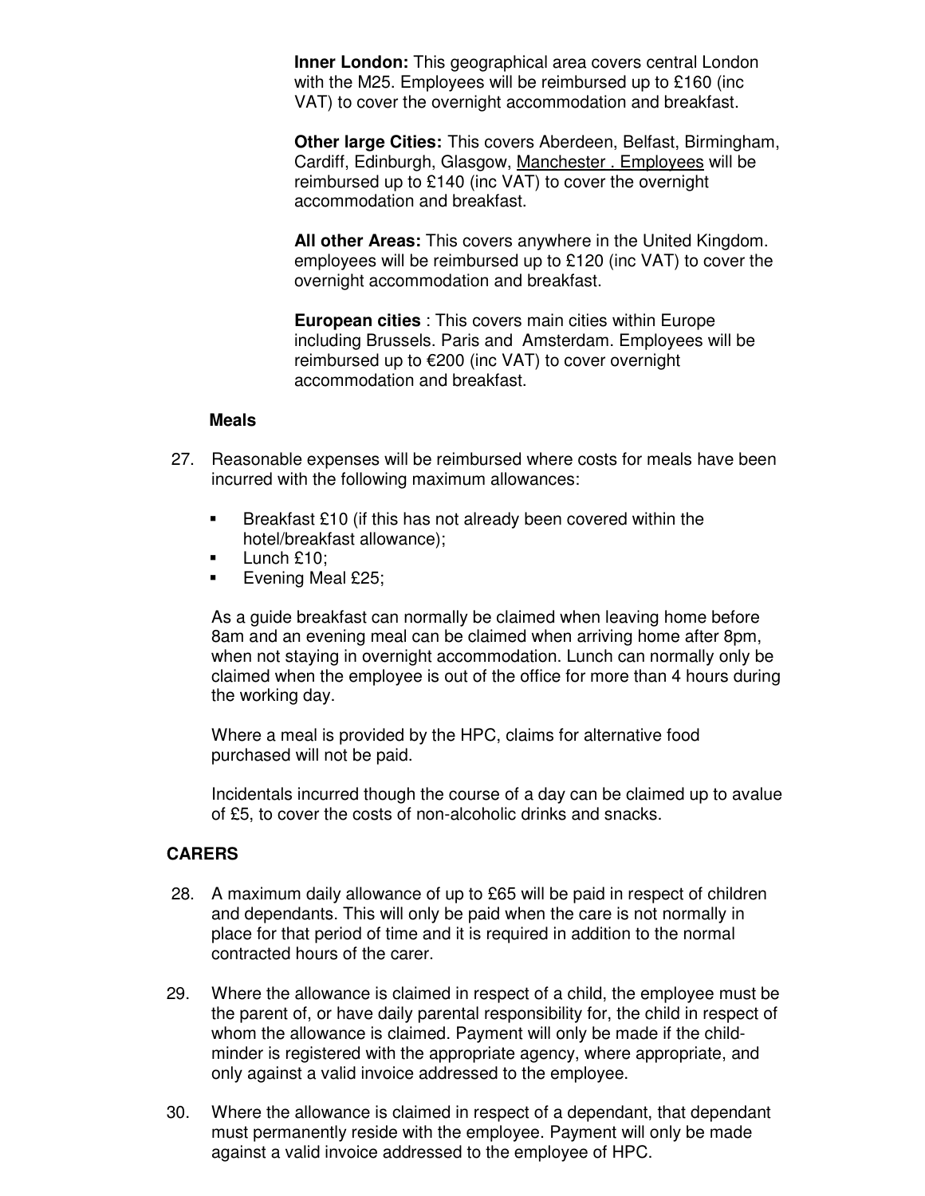**Inner London:** This geographical area covers central London with the M25. Employees will be reimbursed up to £160 (inc VAT) to cover the overnight accommodation and breakfast.

**Other large Cities:** This covers Aberdeen, Belfast, Birmingham, Cardiff, Edinburgh, Glasgow, Manchester . Employees will be reimbursed up to £140 (inc VAT) to cover the overnight accommodation and breakfast.

**All other Areas:** This covers anywhere in the United Kingdom. employees will be reimbursed up to £120 (inc VAT) to cover the overnight accommodation and breakfast.

**European cities** : This covers main cities within Europe including Brussels. Paris and Amsterdam. Employees will be reimbursed up to €200 (inc VAT) to cover overnight accommodation and breakfast.

**Meals**

27. Reasonable expenses will be reimbursed where costs for meals have been incurred with the following maximum allowances:

- Breakfast £10 (if this has not already been covered within the hotel/breakfast allowance);
- Lunch £10;
- Evening Meal £25;

As a guide breakfast can normally be claimed when leaving home before 8am and an evening meal can be claimed when arriving home after 8pm, when not staying in overnight accommodation. Lunch can normally only be claimed when the employee is out of the office for more than 4 hours during the working day.

Where a meal is provided by the HPC, claims for alternative food purchased will not be paid.

Incidentals incurred though the course of a day can be claimed up to avalue of £5, to cover the costs of non-alcoholic drinks and snacks.

## CARERS

28. A maximum daily allowance of up to £65 will be paid in respect of children and dependants. This will only be paid when the care is not normally in place for that period of time and it is required in addition to the normal contracted hours of the carer.

29. Where the allowance is claimed in respect of a child, the employee must be the parent of, or have daily parental responsibility for, the child in respect of whom the allowance is claimed. Payment will only be made if the child-minder is registered with the appropriate agency, where appropriate, and only against a valid invoice addressed to the employee.

30. Where the allowance is claimed in respect of a dependant, that dependant must permanently reside with the employee. Payment will only be made against a valid invoice addressed to the employee of HPC.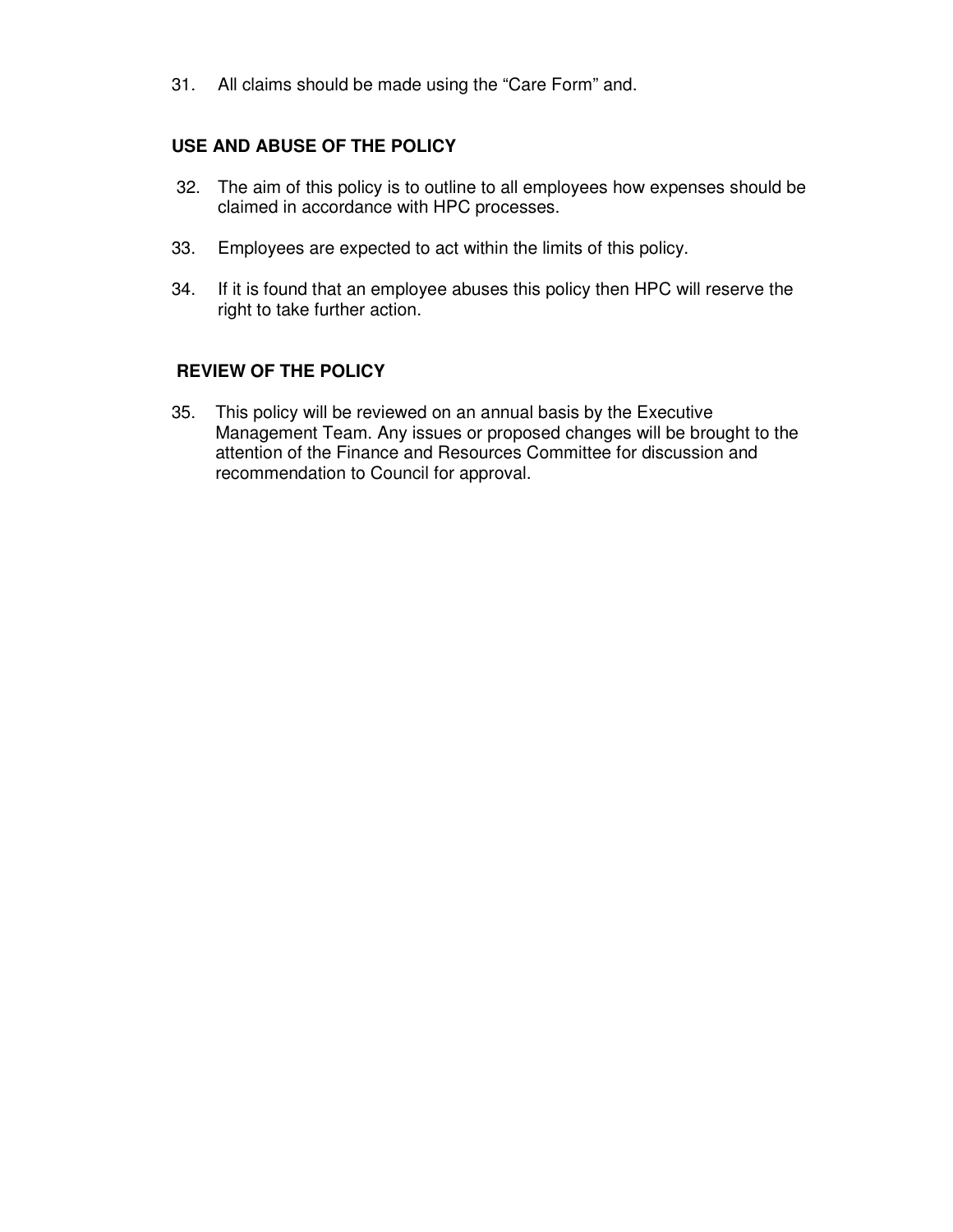31. All claims should be made using the "Care Form" and.

## USE AND ABUSE OF THE POLICY

32. The aim of this policy is to outline to all employees how expenses should be claimed in accordance with HPC processes.

33. Employees are expected to act within the limits of this policy.

34. If it is found that an employee abuses this policy then HPC will reserve the right to take further action.

## REVIEW OF THE POLICY

35. This policy will be reviewed on an annual basis by the Executive Management Team. Any issues or proposed changes will be brought to the attention of the Finance and Resources Committee for discussion and recommendation to Council for approval.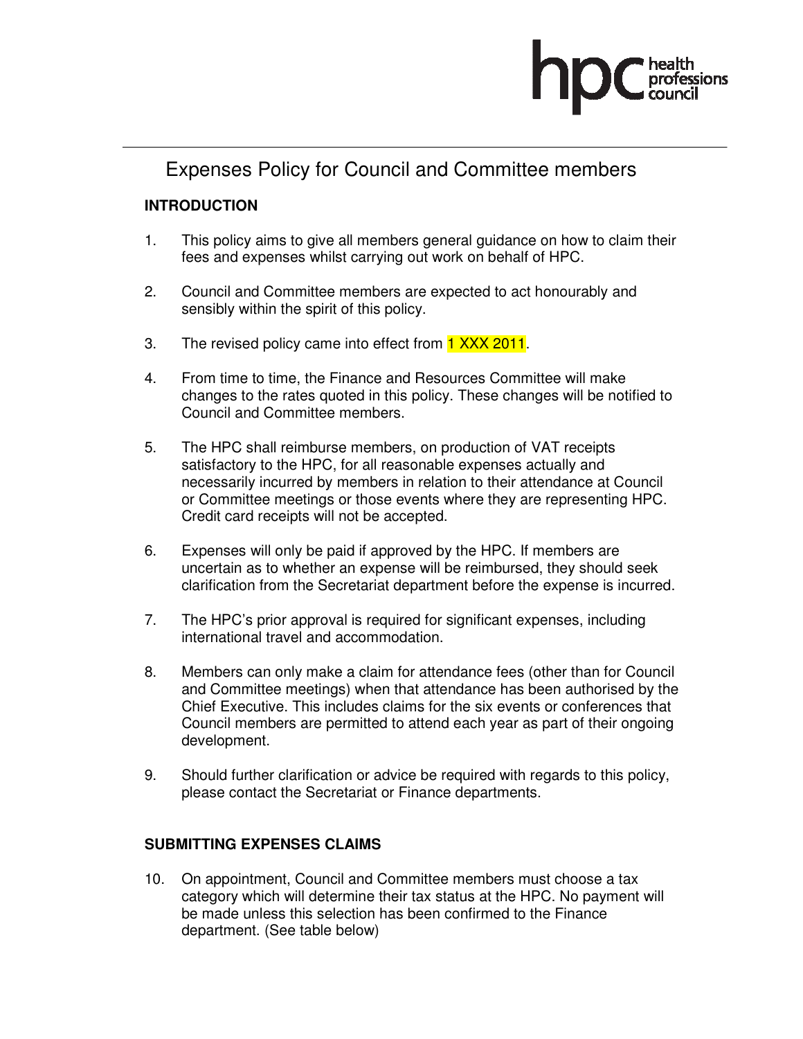# Expenses Policy for Council and Committee members

## INTRODUCTION

1. This policy aims to give all members general guidance on how to claim their fees and expenses whilst carrying out work on behalf of HPC.

2. Council and Committee members are expected to act honourably and sensibly within the spirit of this policy.

3. The revised policy came into effect from 1 XXX 2011.

4. From time to time, the Finance and Resources Committee will make changes to the rates quoted in this policy. These changes will be notified to Council and Committee members.

5. The HPC shall reimburse members, on production of VAT receipts satisfactory to the HPC, for all reasonable expenses actually and necessarily incurred by members in relation to their attendance at Council or Committee meetings or those events where they are representing HPC. Credit card receipts will not be accepted.

6. Expenses will only be paid if approved by the HPC. If members are uncertain as to whether an expense will be reimbursed, they should seek clarification from the Secretariat department before the expense is incurred.

7. The HPC's prior approval is required for significant expenses, including international travel and accommodation.

8. Members can only make a claim for attendance fees (other than for Council and Committee meetings) when that attendance has been authorised by the Chief Executive. This includes claims for the six events or conferences that Council members are permitted to attend each year as part of their ongoing development.

9. Should further clarification or advice be required with regards to this policy, please contact the Secretariat or Finance departments.

## SUBMITTING EXPENSES CLAIMS

10. On appointment, Council and Committee members must choose a tax category which will determine their tax status at the HPC. No payment will be made unless this selection has been confirmed to the Finance department. (See table below)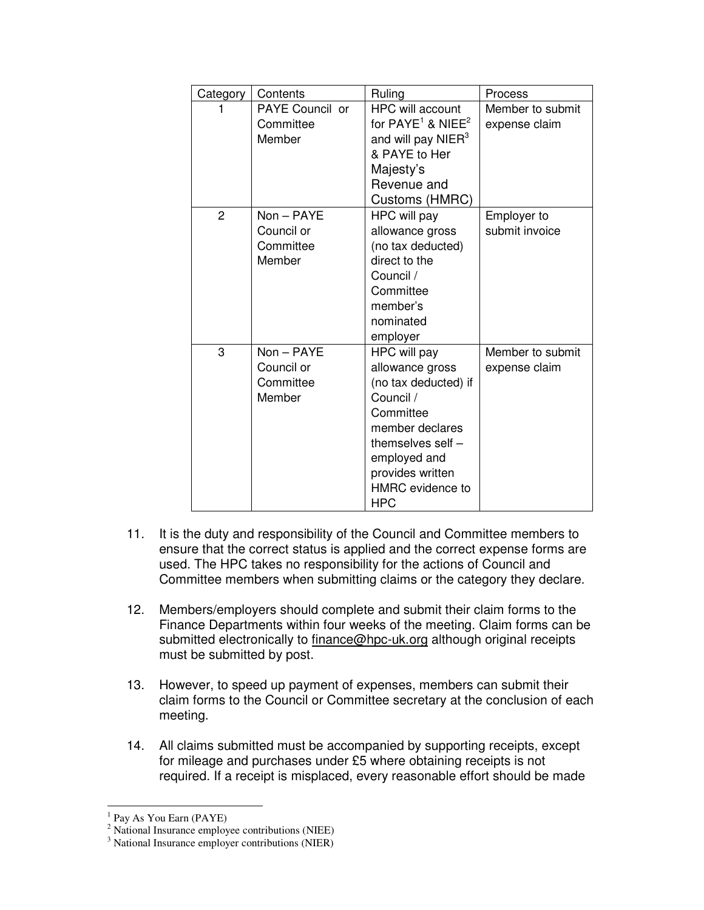| Category | Contents | Ruling | Process |
|---|---|---|---|
| 1 | PAYE Council or Committee Member | HPC will account for PAYE[1] & NIEE[2] and will pay NIER[3] & PAYE to Her Majesty's Revenue and Customs (HMRC) | Member to submit expense claim |
| 2 | Non – PAYE Council or Committee Member | HPC will pay allowance gross (no tax deducted) direct to the Council / Committee member's nominated employer | Employer to submit invoice |
| 3 | Non – PAYE Council or Committee Member | HPC will pay allowance gross (no tax deducted) if Council / Committee member declares themselves self – employed and provides written HMRC evidence to HPC | Member to submit expense claim |

11. It is the duty and responsibility of the Council and Committee members to ensure that the correct status is applied and the correct expense forms are used. The HPC takes no responsibility for the actions of Council and Committee members when submitting claims or the category they declare.

12. Members/employers should complete and submit their claim forms to the Finance Departments within four weeks of the meeting. Claim forms can be submitted electronically to finance@hpc-uk.org although original receipts must be submitted by post.

13. However, to speed up payment of expenses, members can submit their claim forms to the Council or Committee secretary at the conclusion of each meeting.

14. All claims submitted must be accompanied by supporting receipts, except for mileage and purchases under £5 where obtaining receipts is not required. If a receipt is misplaced, every reasonable effort should be made

[1] Pay As You Earn (PAYE)
[2] National Insurance employee contributions (NIEE)
[3] National Insurance employer contributions (NIER)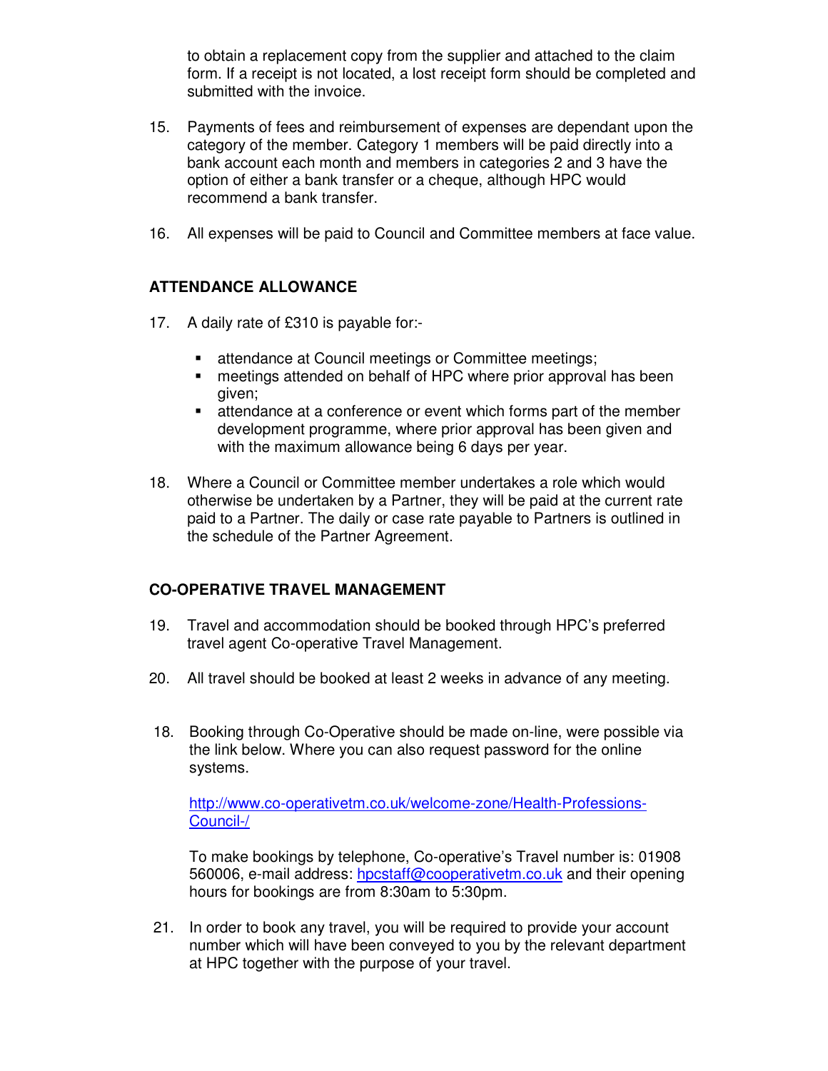to obtain a replacement copy from the supplier and attached to the claim form. If a receipt is not located, a lost receipt form should be completed and submitted with the invoice.

15. Payments of fees and reimbursement of expenses are dependant upon the category of the member. Category 1 members will be paid directly into a bank account each month and members in categories 2 and 3 have the option of either a bank transfer or a cheque, although HPC would recommend a bank transfer.

16. All expenses will be paid to Council and Committee members at face value.

**ATTENDANCE ALLOWANCE**

17. A daily rate of £310 is payable for:-

    - attendance at Council meetings or Committee meetings;
    - meetings attended on behalf of HPC where prior approval has been given;
    - attendance at a conference or event which forms part of the member development programme, where prior approval has been given and with the maximum allowance being 6 days per year.

18. Where a Council or Committee member undertakes a role which would otherwise be undertaken by a Partner, they will be paid at the current rate paid to a Partner. The daily or case rate payable to Partners is outlined in the schedule of the Partner Agreement.

**CO-OPERATIVE TRAVEL MANAGEMENT**

19. Travel and accommodation should be booked through HPC's preferred travel agent Co-operative Travel Management.

20. All travel should be booked at least 2 weeks in advance of any meeting.

18. Booking through Co-Operative should be made on-line, were possible via the link below. Where you can also request password for the online systems.

    http://www.co-operativetm.co.uk/welcome-zone/Health-Professions-Council-/

    To make bookings by telephone, Co-operative's Travel number is: 01908 560006, e-mail address: hpcstaff@cooperativetm.co.uk and their opening hours for bookings are from 8:30am to 5:30pm.

21. In order to book any travel, you will be required to provide your account number which will have been conveyed to you by the relevant department at HPC together with the purpose of your travel.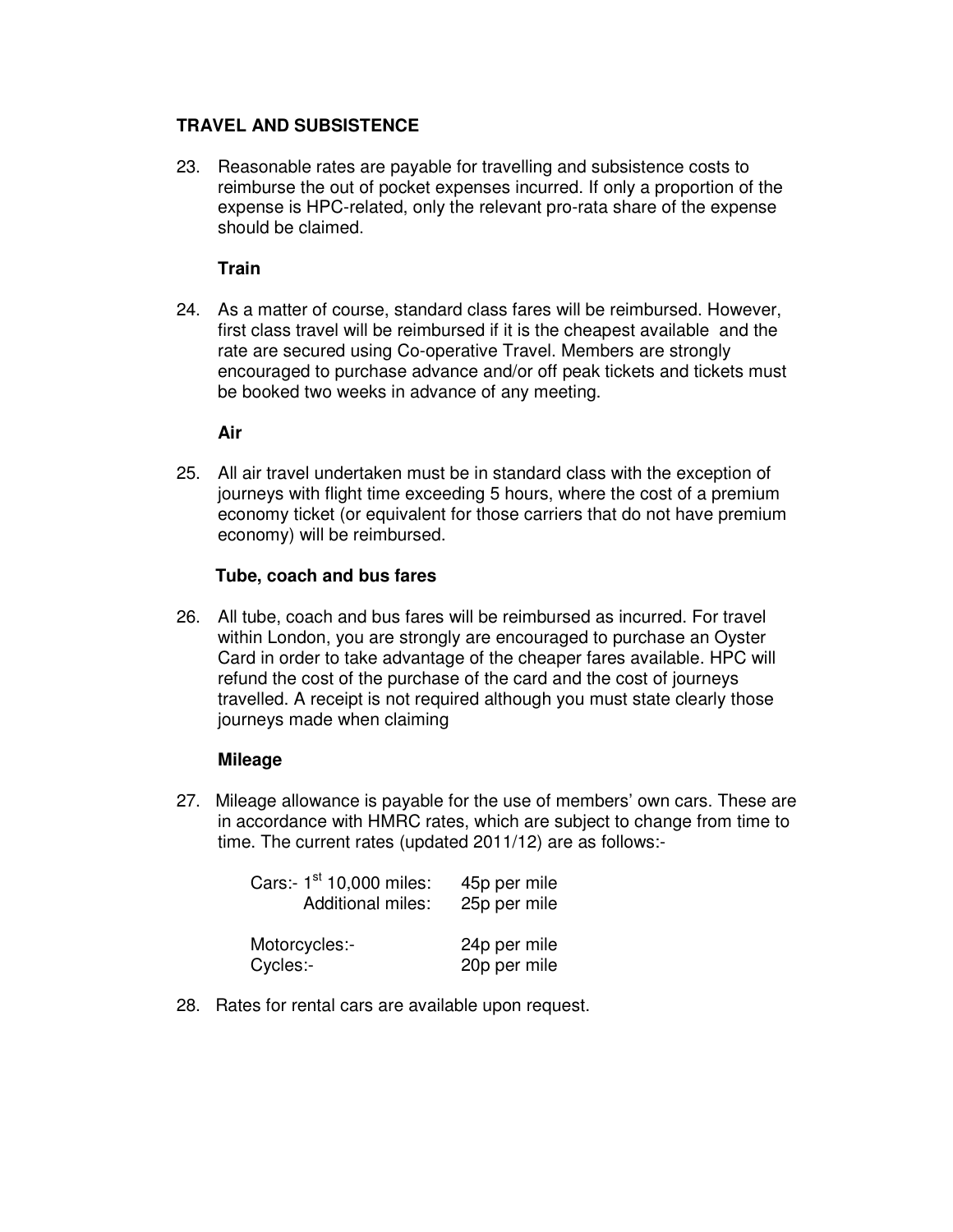## TRAVEL AND SUBSISTENCE

23. Reasonable rates are payable for travelling and subsistence costs to reimburse the out of pocket expenses incurred. If only a proportion of the expense is HPC-related, only the relevant pro-rata share of the expense should be claimed.

### Train

24. As a matter of course, standard class fares will be reimbursed. However, first class travel will be reimbursed if it is the cheapest available and the rate are secured using Co-operative Travel. Members are strongly encouraged to purchase advance and/or off peak tickets and tickets must be booked two weeks in advance of any meeting.

### Air

25. All air travel undertaken must be in standard class with the exception of journeys with flight time exceeding 5 hours, where the cost of a premium economy ticket (or equivalent for those carriers that do not have premium economy) will be reimbursed.

### Tube, coach and bus fares

26. All tube, coach and bus fares will be reimbursed as incurred. For travel within London, you are strongly are encouraged to purchase an Oyster Card in order to take advantage of the cheaper fares available. HPC will refund the cost of the purchase of the card and the cost of journeys travelled. A receipt is not required although you must state clearly those journeys made when claiming

### Mileage

27. Mileage allowance is payable for the use of members' own cars. These are in accordance with HMRC rates, which are subject to change from time to time. The current rates (updated 2011/12) are as follows:-

| | |
|---|---|
| Cars:- 1st 10,000 miles: | 45p per mile |
| Additional miles: | 25p per mile |
| Motorcycles:- | 24p per mile |
| Cycles:- | 20p per mile |

28. Rates for rental cars are available upon request.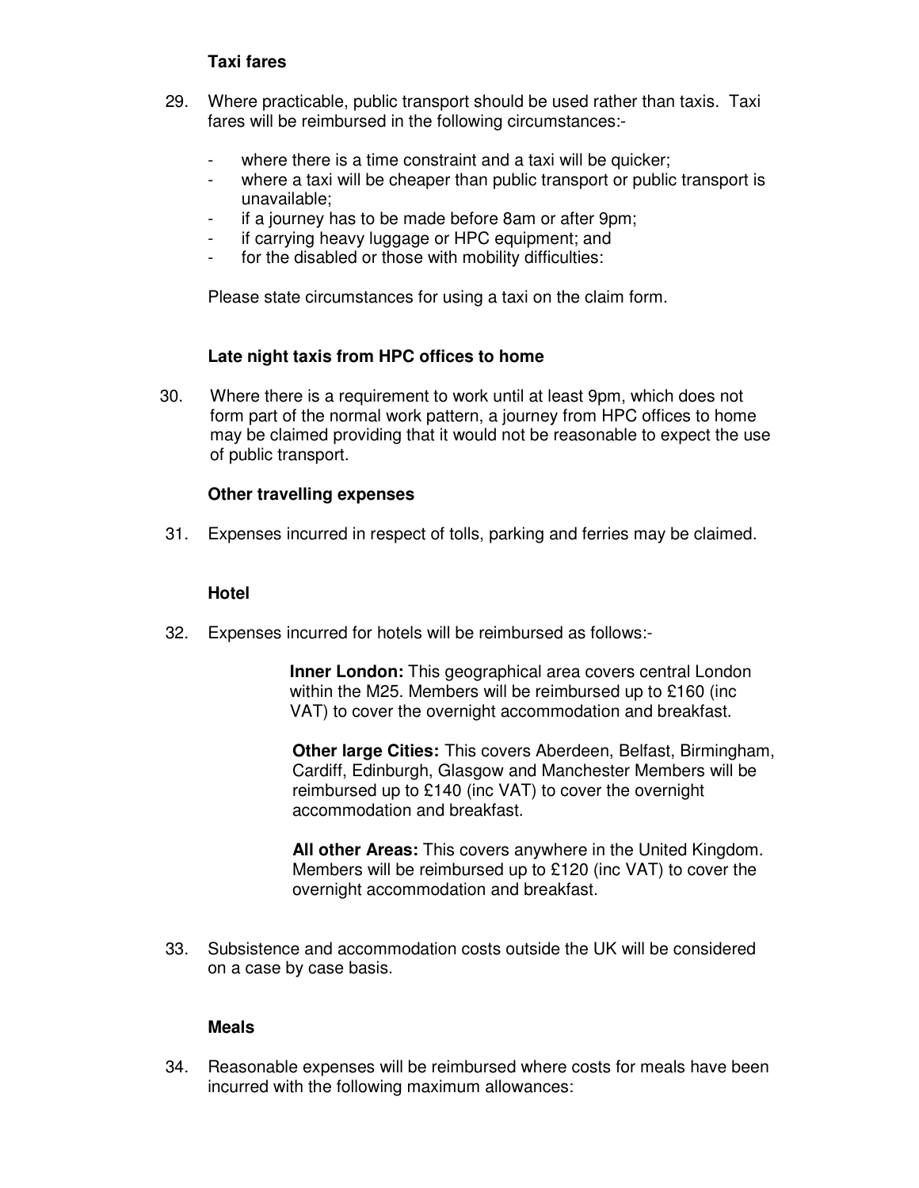### Taxi fares

29. Where practicable, public transport should be used rather than taxis. Taxi fares will be reimbursed in the following circumstances:-

    - where there is a time constraint and a taxi will be quicker;
    - where a taxi will be cheaper than public transport or public transport is unavailable;
    - if a journey has to be made before 8am or after 9pm;
    - if carrying heavy luggage or HPC equipment; and
    - for the disabled or those with mobility difficulties:

    Please state circumstances for using a taxi on the claim form.

### Late night taxis from HPC offices to home

30. Where there is a requirement to work until at least 9pm, which does not form part of the normal work pattern, a journey from HPC offices to home may be claimed providing that it would not be reasonable to expect the use of public transport.

### Other travelling expenses

31. Expenses incurred in respect of tolls, parking and ferries may be claimed.

### Hotel

32. Expenses incurred for hotels will be reimbursed as follows:-

    **Inner London:** This geographical area covers central London within the M25. Members will be reimbursed up to £160 (inc VAT) to cover the overnight accommodation and breakfast.

    **Other large Cities:** This covers Aberdeen, Belfast, Birmingham, Cardiff, Edinburgh, Glasgow and Manchester Members will be reimbursed up to £140 (inc VAT) to cover the overnight accommodation and breakfast.

    **All other Areas:** This covers anywhere in the United Kingdom. Members will be reimbursed up to £120 (inc VAT) to cover the overnight accommodation and breakfast.

33. Subsistence and accommodation costs outside the UK will be considered on a case by case basis.

### Meals

34. Reasonable expenses will be reimbursed where costs for meals have been incurred with the following maximum allowances: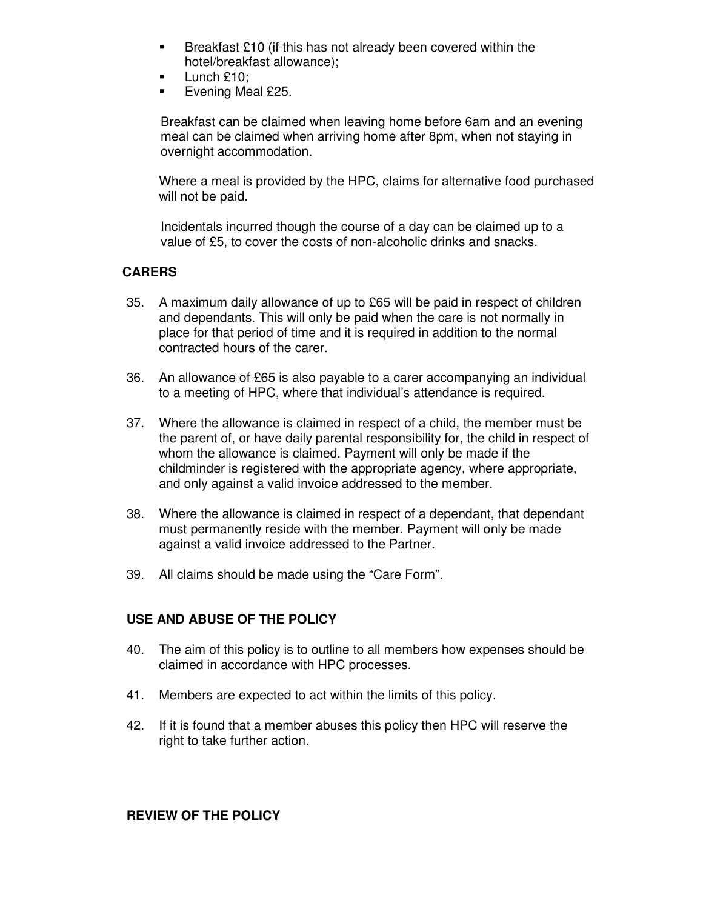- Breakfast £10 (if this has not already been covered within the hotel/breakfast allowance);
- Lunch £10;
- Evening Meal £25.

Breakfast can be claimed when leaving home before 6am and an evening meal can be claimed when arriving home after 8pm, when not staying in overnight accommodation.

Where a meal is provided by the HPC, claims for alternative food purchased will not be paid.

Incidentals incurred though the course of a day can be claimed up to a value of £5, to cover the costs of non-alcoholic drinks and snacks.

**CARERS**

35. A maximum daily allowance of up to £65 will be paid in respect of children and dependants. This will only be paid when the care is not normally in place for that period of time and it is required in addition to the normal contracted hours of the carer.

36. An allowance of £65 is also payable to a carer accompanying an individual to a meeting of HPC, where that individual's attendance is required.

37. Where the allowance is claimed in respect of a child, the member must be the parent of, or have daily parental responsibility for, the child in respect of whom the allowance is claimed. Payment will only be made if the childminder is registered with the appropriate agency, where appropriate, and only against a valid invoice addressed to the member.

38. Where the allowance is claimed in respect of a dependant, that dependant must permanently reside with the member. Payment will only be made against a valid invoice addressed to the Partner.

39. All claims should be made using the "Care Form".

**USE AND ABUSE OF THE POLICY**

40. The aim of this policy is to outline to all members how expenses should be claimed in accordance with HPC processes.

41. Members are expected to act within the limits of this policy.

42. If it is found that a member abuses this policy then HPC will reserve the right to take further action.

**REVIEW OF THE POLICY**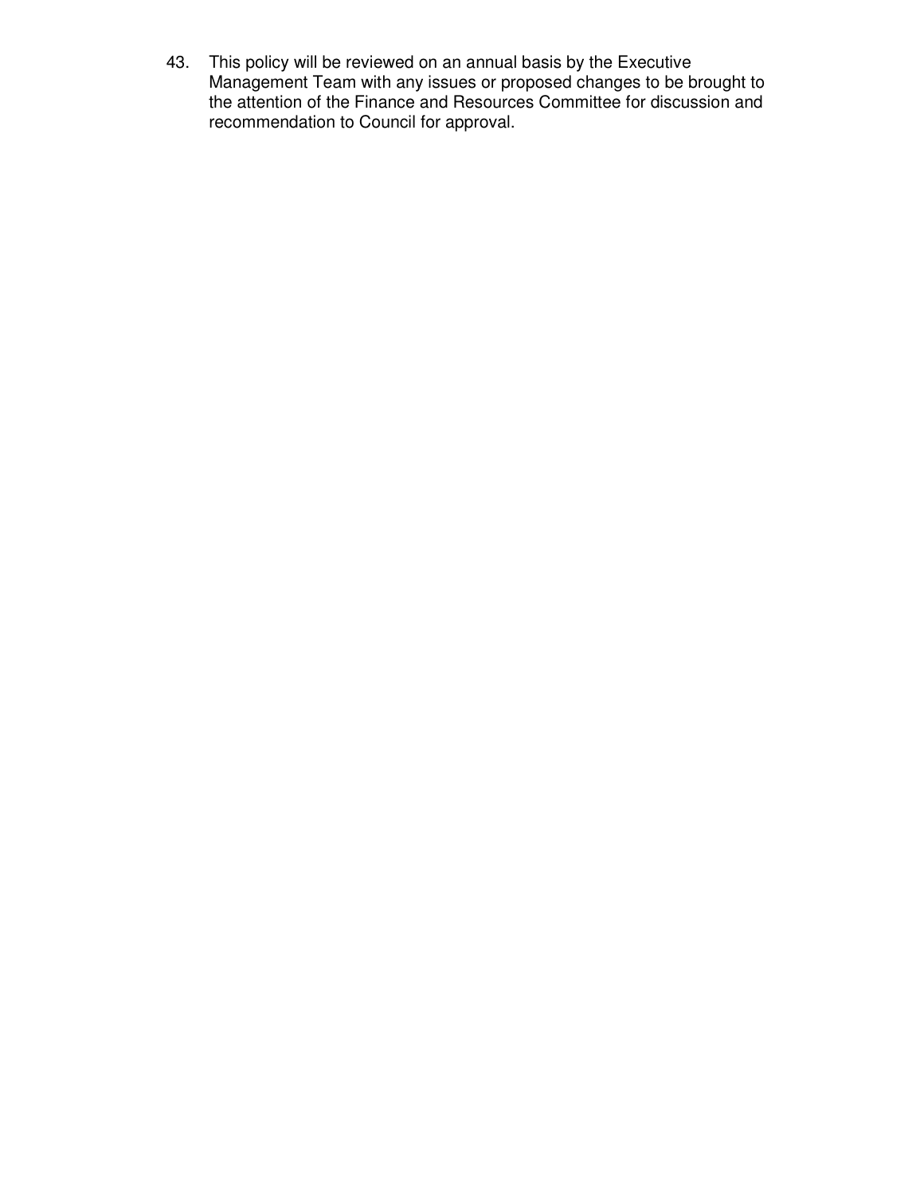43. This policy will be reviewed on an annual basis by the Executive Management Team with any issues or proposed changes to be brought to the attention of the Finance and Resources Committee for discussion and recommendation to Council for approval.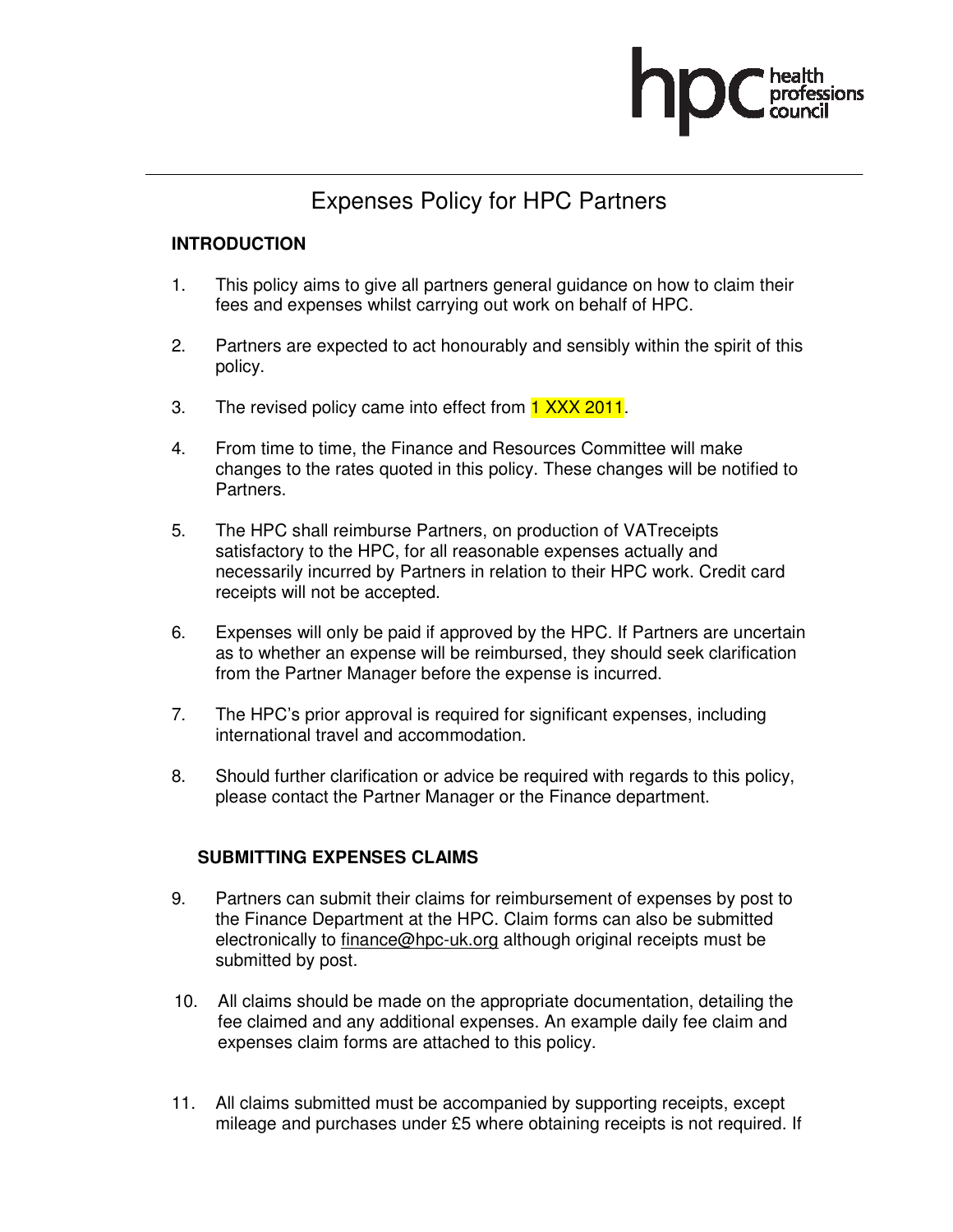# Expenses Policy for HPC Partners

## INTRODUCTION

1. This policy aims to give all partners general guidance on how to claim their fees and expenses whilst carrying out work on behalf of HPC.

2. Partners are expected to act honourably and sensibly within the spirit of this policy.

3. The revised policy came into effect from 1 XXX 2011.

4. From time to time, the Finance and Resources Committee will make changes to the rates quoted in this policy. These changes will be notified to Partners.

5. The HPC shall reimburse Partners, on production of VATreceipts satisfactory to the HPC, for all reasonable expenses actually and necessarily incurred by Partners in relation to their HPC work. Credit card receipts will not be accepted.

6. Expenses will only be paid if approved by the HPC. If Partners are uncertain as to whether an expense will be reimbursed, they should seek clarification from the Partner Manager before the expense is incurred.

7. The HPC's prior approval is required for significant expenses, including international travel and accommodation.

8. Should further clarification or advice be required with regards to this policy, please contact the Partner Manager or the Finance department.

## SUBMITTING EXPENSES CLAIMS

9. Partners can submit their claims for reimbursement of expenses by post to the Finance Department at the HPC. Claim forms can also be submitted electronically to finance@hpc-uk.org although original receipts must be submitted by post.

10. All claims should be made on the appropriate documentation, detailing the fee claimed and any additional expenses. An example daily fee claim and expenses claim forms are attached to this policy.

11. All claims submitted must be accompanied by supporting receipts, except mileage and purchases under £5 where obtaining receipts is not required. If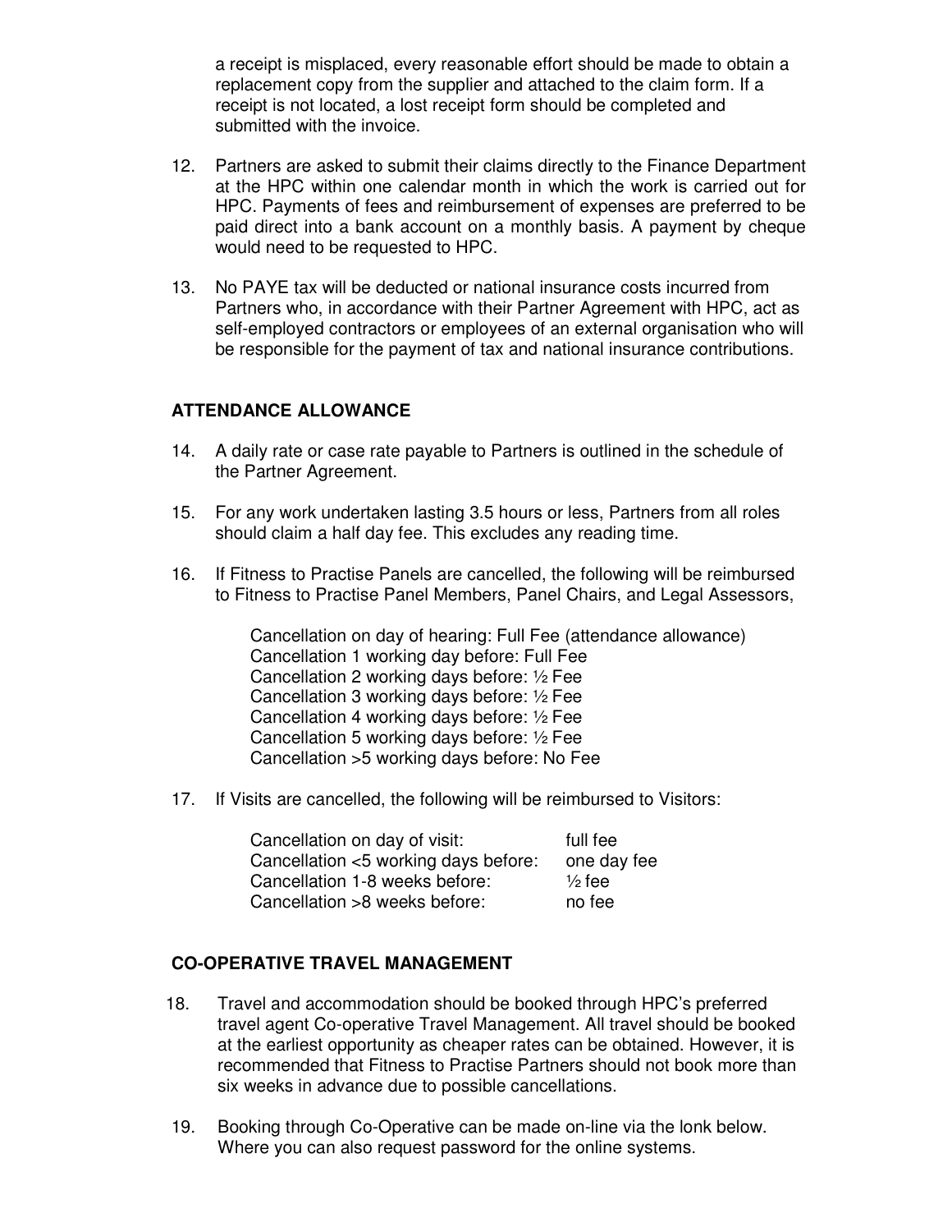a receipt is misplaced, every reasonable effort should be made to obtain a replacement copy from the supplier and attached to the claim form. If a receipt is not located, a lost receipt form should be completed and submitted with the invoice.

12. Partners are asked to submit their claims directly to the Finance Department at the HPC within one calendar month in which the work is carried out for HPC. Payments of fees and reimbursement of expenses are preferred to be paid direct into a bank account on a monthly basis. A payment by cheque would need to be requested to HPC.

13. No PAYE tax will be deducted or national insurance costs incurred from Partners who, in accordance with their Partner Agreement with HPC, act as self-employed contractors or employees of an external organisation who will be responsible for the payment of tax and national insurance contributions.

## ATTENDANCE ALLOWANCE

14. A daily rate or case rate payable to Partners is outlined in the schedule of the Partner Agreement.

15. For any work undertaken lasting 3.5 hours or less, Partners from all roles should claim a half day fee. This excludes any reading time.

16. If Fitness to Practise Panels are cancelled, the following will be reimbursed to Fitness to Practise Panel Members, Panel Chairs, and Legal Assessors,

    Cancellation on day of hearing: Full Fee (attendance allowance)
    Cancellation 1 working day before: Full Fee
    Cancellation 2 working days before: ½ Fee
    Cancellation 3 working days before: ½ Fee
    Cancellation 4 working days before: ½ Fee
    Cancellation 5 working days before: ½ Fee
    Cancellation >5 working days before: No Fee

17. If Visits are cancelled, the following will be reimbursed to Visitors:

| | |
|---|---|
| Cancellation on day of visit: | full fee |
| Cancellation <5 working days before: | one day fee |
| Cancellation 1-8 weeks before: | ½ fee |
| Cancellation >8 weeks before: | no fee |

## CO-OPERATIVE TRAVEL MANAGEMENT

18. Travel and accommodation should be booked through HPC's preferred travel agent Co-operative Travel Management. All travel should be booked at the earliest opportunity as cheaper rates can be obtained. However, it is recommended that Fitness to Practise Partners should not book more than six weeks in advance due to possible cancellations.

19. Booking through Co-Operative can be made on-line via the lonk below. Where you can also request password for the online systems.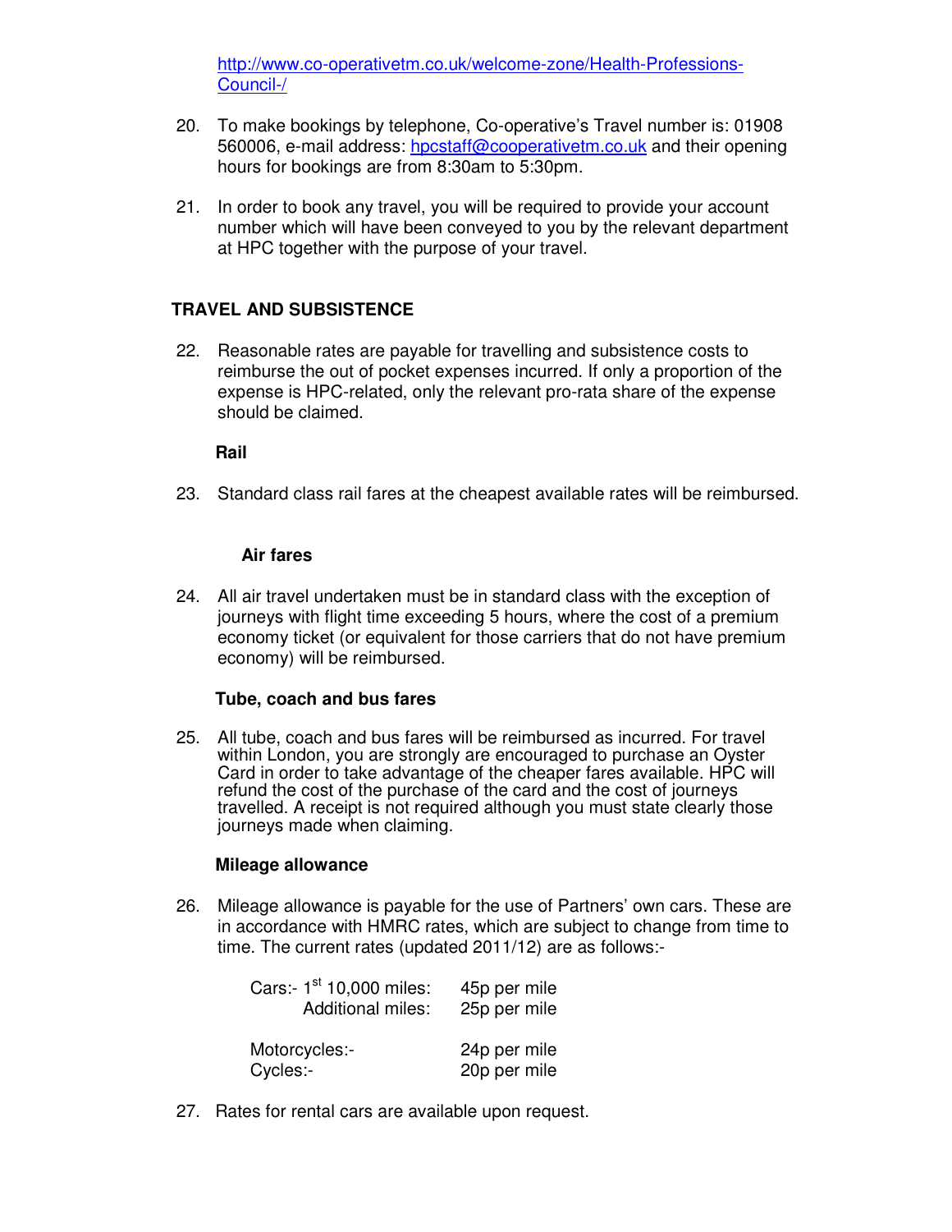http://www.co-operativetm.co.uk/welcome-zone/Health-Professions-Council-/

20. To make bookings by telephone, Co-operative's Travel number is: 01908 560006, e-mail address: hpcstaff@cooperativetm.co.uk and their opening hours for bookings are from 8:30am to 5:30pm.

21. In order to book any travel, you will be required to provide your account number which will have been conveyed to you by the relevant department at HPC together with the purpose of your travel.

## TRAVEL AND SUBSISTENCE

22. Reasonable rates are payable for travelling and subsistence costs to reimburse the out of pocket expenses incurred. If only a proportion of the expense is HPC-related, only the relevant pro-rata share of the expense should be claimed.

### Rail

23. Standard class rail fares at the cheapest available rates will be reimbursed.

### Air fares

24. All air travel undertaken must be in standard class with the exception of journeys with flight time exceeding 5 hours, where the cost of a premium economy ticket (or equivalent for those carriers that do not have premium economy) will be reimbursed.

### Tube, coach and bus fares

25. All tube, coach and bus fares will be reimbursed as incurred. For travel within London, you are strongly are encouraged to purchase an Oyster Card in order to take advantage of the cheaper fares available. HPC will refund the cost of the purchase of the card and the cost of journeys travelled. A receipt is not required although you must state clearly those journeys made when claiming.

### Mileage allowance

26. Mileage allowance is payable for the use of Partners' own cars. These are in accordance with HMRC rates, which are subject to change from time to time. The current rates (updated 2011/12) are as follows:-

| | |
|---|---|
| Cars:- 1st 10,000 miles: | 45p per mile |
| Additional miles: | 25p per mile |
| Motorcycles:- | 24p per mile |
| Cycles:- | 20p per mile |

27. Rates for rental cars are available upon request.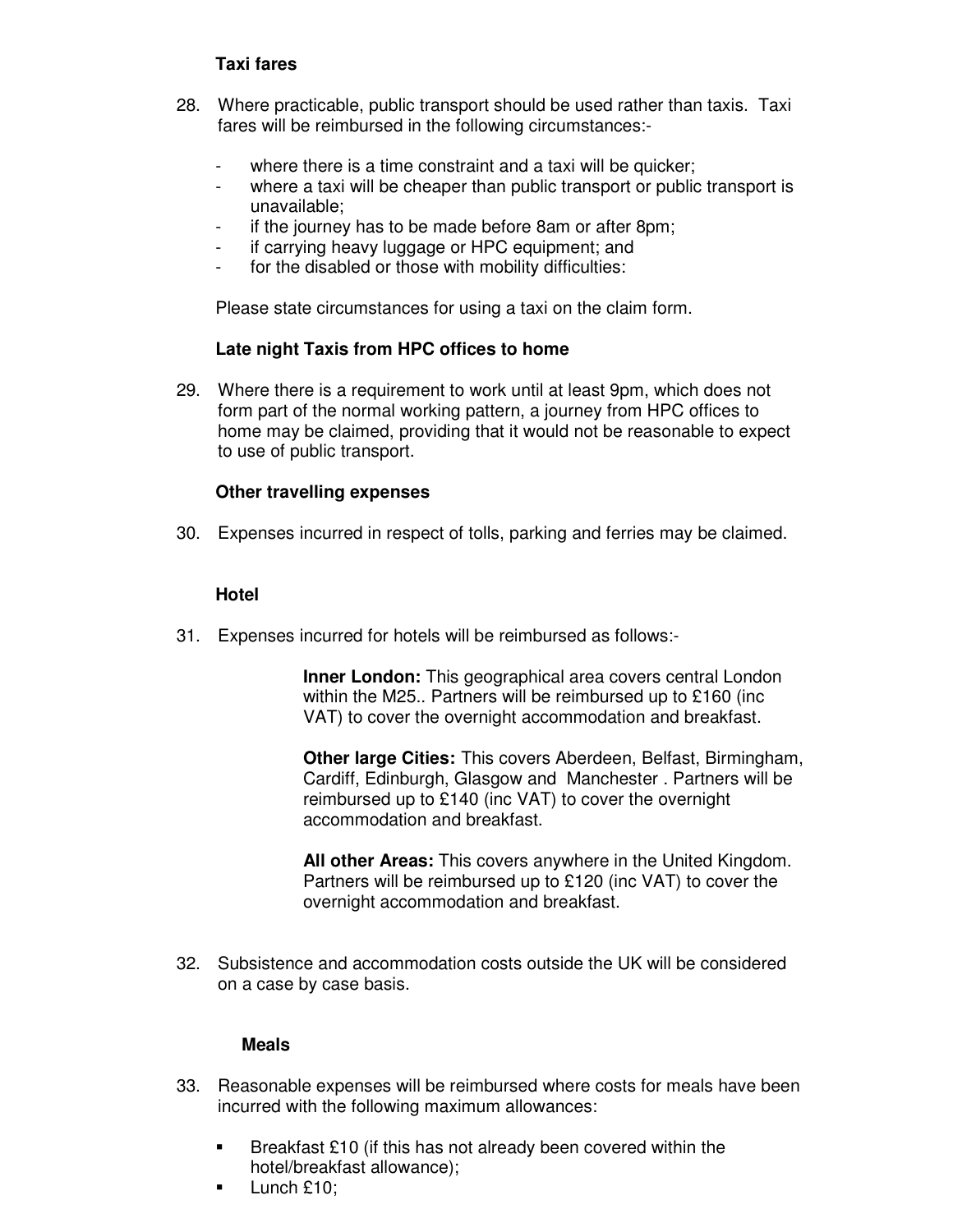### Taxi fares

28. Where practicable, public transport should be used rather than taxis. Taxi fares will be reimbursed in the following circumstances:-

    - where there is a time constraint and a taxi will be quicker;
    - where a taxi will be cheaper than public transport or public transport is unavailable;
    - if the journey has to be made before 8am or after 8pm;
    - if carrying heavy luggage or HPC equipment; and
    - for the disabled or those with mobility difficulties:

    Please state circumstances for using a taxi on the claim form.

### Late night Taxis from HPC offices to home

29. Where there is a requirement to work until at least 9pm, which does not form part of the normal working pattern, a journey from HPC offices to home may be claimed, providing that it would not be reasonable to expect to use of public transport.

### Other travelling expenses

30. Expenses incurred in respect of tolls, parking and ferries may be claimed.

### Hotel

31. Expenses incurred for hotels will be reimbursed as follows:-

    **Inner London:** This geographical area covers central London within the M25.. Partners will be reimbursed up to £160 (inc VAT) to cover the overnight accommodation and breakfast.

    **Other large Cities:** This covers Aberdeen, Belfast, Birmingham, Cardiff, Edinburgh, Glasgow and Manchester . Partners will be reimbursed up to £140 (inc VAT) to cover the overnight accommodation and breakfast.

    **All other Areas:** This covers anywhere in the United Kingdom. Partners will be reimbursed up to £120 (inc VAT) to cover the overnight accommodation and breakfast.

32. Subsistence and accommodation costs outside the UK will be considered on a case by case basis.

### Meals

33. Reasonable expenses will be reimbursed where costs for meals have been incurred with the following maximum allowances:

    - Breakfast £10 (if this has not already been covered within the hotel/breakfast allowance);
    - Lunch £10;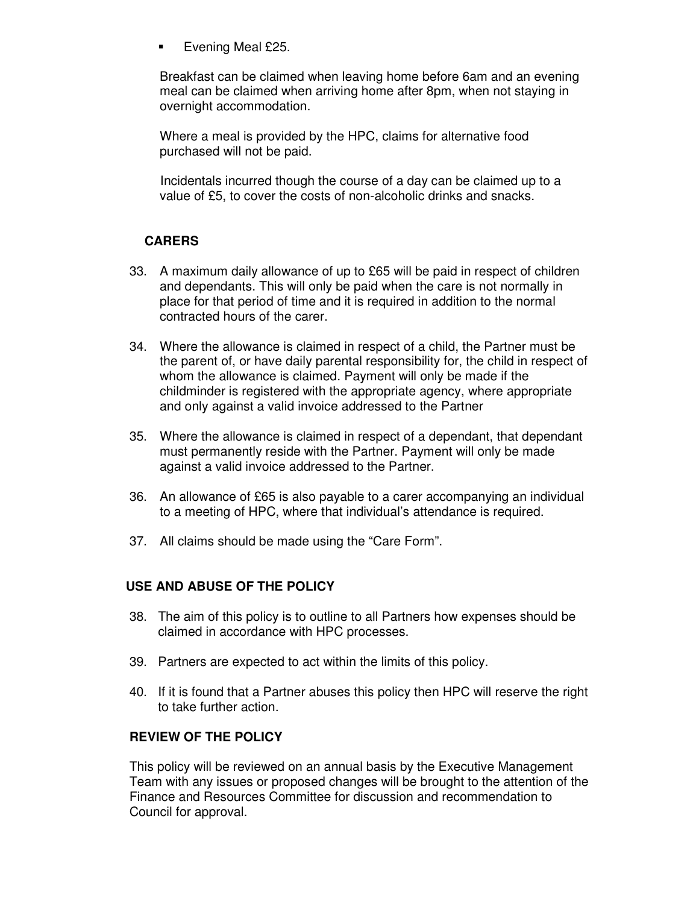- Evening Meal £25.

Breakfast can be claimed when leaving home before 6am and an evening meal can be claimed when arriving home after 8pm, when not staying in overnight accommodation.

Where a meal is provided by the HPC, claims for alternative food purchased will not be paid.

Incidentals incurred though the course of a day can be claimed up to a value of £5, to cover the costs of non-alcoholic drinks and snacks.

**CARERS**

33. A maximum daily allowance of up to £65 will be paid in respect of children and dependants. This will only be paid when the care is not normally in place for that period of time and it is required in addition to the normal contracted hours of the carer.

34. Where the allowance is claimed in respect of a child, the Partner must be the parent of, or have daily parental responsibility for, the child in respect of whom the allowance is claimed. Payment will only be made if the childminder is registered with the appropriate agency, where appropriate and only against a valid invoice addressed to the Partner

35. Where the allowance is claimed in respect of a dependant, that dependant must permanently reside with the Partner. Payment will only be made against a valid invoice addressed to the Partner.

36. An allowance of £65 is also payable to a carer accompanying an individual to a meeting of HPC, where that individual's attendance is required.

37. All claims should be made using the "Care Form".

**USE AND ABUSE OF THE POLICY**

38. The aim of this policy is to outline to all Partners how expenses should be claimed in accordance with HPC processes.

39. Partners are expected to act within the limits of this policy.

40. If it is found that a Partner abuses this policy then HPC will reserve the right to take further action.

**REVIEW OF THE POLICY**

This policy will be reviewed on an annual basis by the Executive Management Team with any issues or proposed changes will be brought to the attention of the Finance and Resources Committee for discussion and recommendation to Council for approval.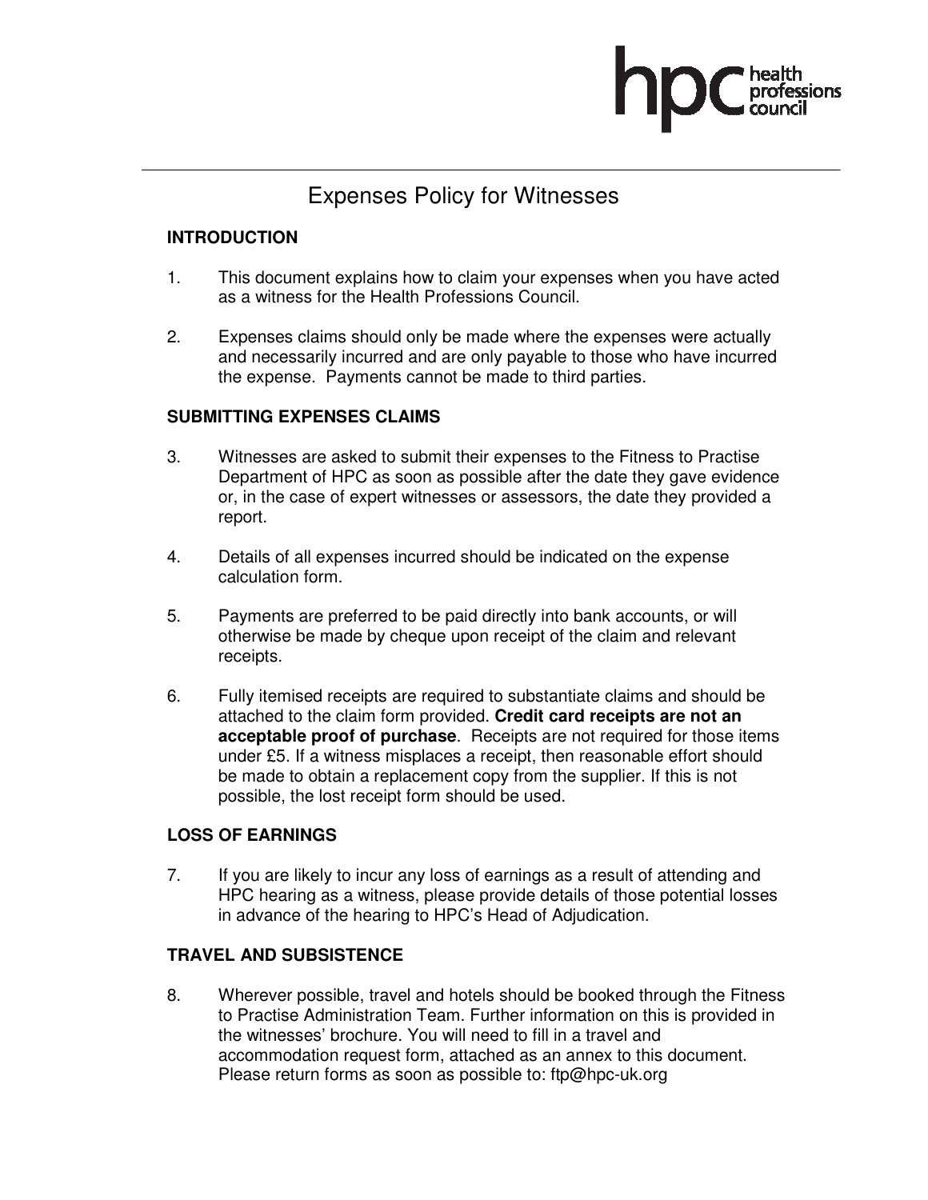# Expenses Policy for Witnesses

## INTRODUCTION

1. This document explains how to claim your expenses when you have acted as a witness for the Health Professions Council.

2. Expenses claims should only be made where the expenses were actually and necessarily incurred and are only payable to those who have incurred the expense. Payments cannot be made to third parties.

## SUBMITTING EXPENSES CLAIMS

3. Witnesses are asked to submit their expenses to the Fitness to Practise Department of HPC as soon as possible after the date they gave evidence or, in the case of expert witnesses or assessors, the date they provided a report.

4. Details of all expenses incurred should be indicated on the expense calculation form.

5. Payments are preferred to be paid directly into bank accounts, or will otherwise be made by cheque upon receipt of the claim and relevant receipts.

6. Fully itemised receipts are required to substantiate claims and should be attached to the claim form provided. **Credit card receipts are not an acceptable proof of purchase**. Receipts are not required for those items under £5. If a witness misplaces a receipt, then reasonable effort should be made to obtain a replacement copy from the supplier. If this is not possible, the lost receipt form should be used.

## LOSS OF EARNINGS

7. If you are likely to incur any loss of earnings as a result of attending and HPC hearing as a witness, please provide details of those potential losses in advance of the hearing to HPC's Head of Adjudication.

## TRAVEL AND SUBSISTENCE

8. Wherever possible, travel and hotels should be booked through the Fitness to Practise Administration Team. Further information on this is provided in the witnesses' brochure. You will need to fill in a travel and accommodation request form, attached as an annex to this document. Please return forms as soon as possible to: ftp@hpc-uk.org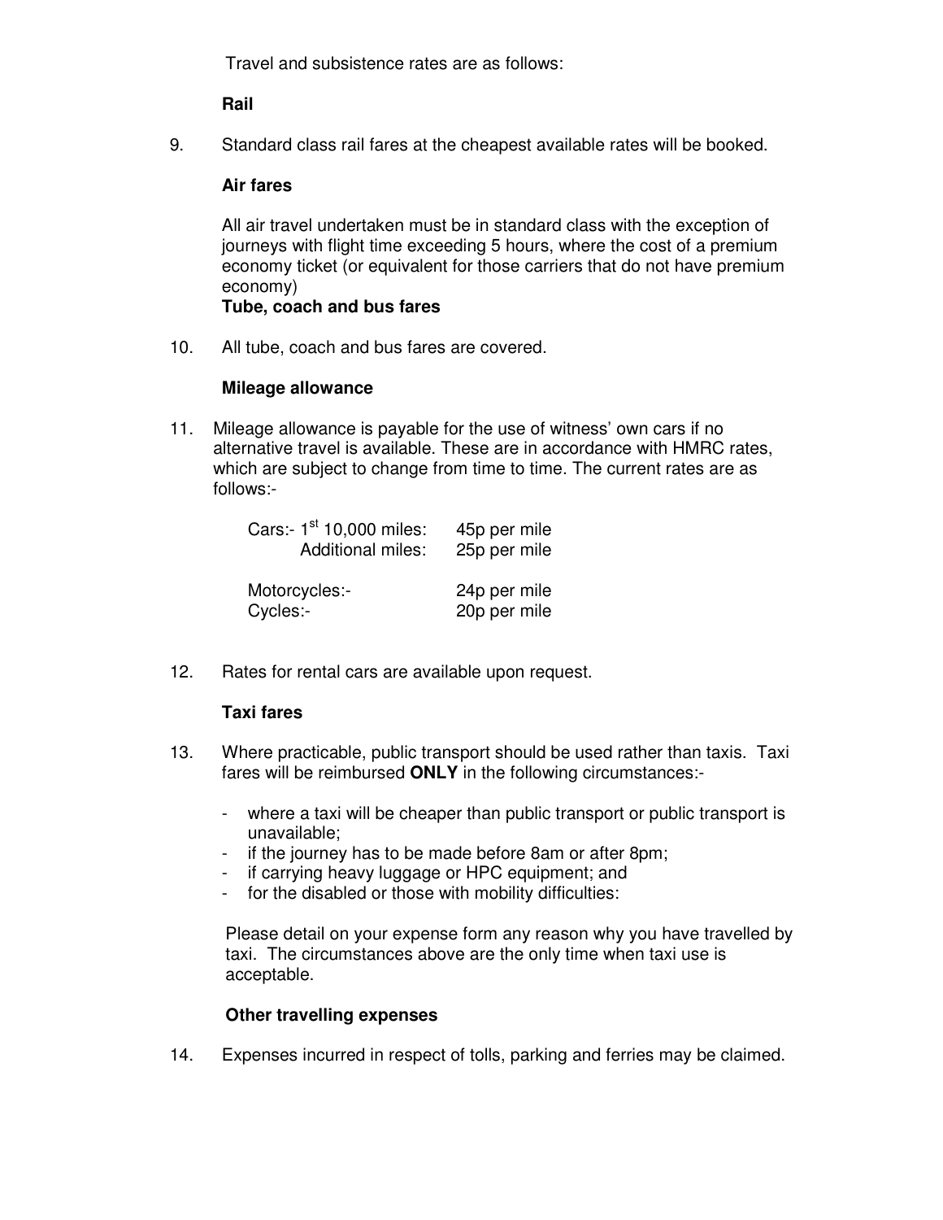Travel and subsistence rates are as follows:

**Rail**

9. Standard class rail fares at the cheapest available rates will be booked.

**Air fares**

All air travel undertaken must be in standard class with the exception of journeys with flight time exceeding 5 hours, where the cost of a premium economy ticket (or equivalent for those carriers that do not have premium economy)

**Tube, coach and bus fares**

10. All tube, coach and bus fares are covered.

**Mileage allowance**

11. Mileage allowance is payable for the use of witness' own cars if no alternative travel is available. These are in accordance with HMRC rates, which are subject to change from time to time. The current rates are as follows:-

| | |
|---|---|
| Cars:- 1st 10,000 miles: | 45p per mile |
| Additional miles: | 25p per mile |
| Motorcycles:- | 24p per mile |
| Cycles:- | 20p per mile |

12. Rates for rental cars are available upon request.

**Taxi fares**

13. Where practicable, public transport should be used rather than taxis. Taxi fares will be reimbursed **ONLY** in the following circumstances:-

- where a taxi will be cheaper than public transport or public transport is unavailable;
- if the journey has to be made before 8am or after 8pm;
- if carrying heavy luggage or HPC equipment; and
- for the disabled or those with mobility difficulties:

Please detail on your expense form any reason why you have travelled by taxi. The circumstances above are the only time when taxi use is acceptable.

**Other travelling expenses**

14. Expenses incurred in respect of tolls, parking and ferries may be claimed.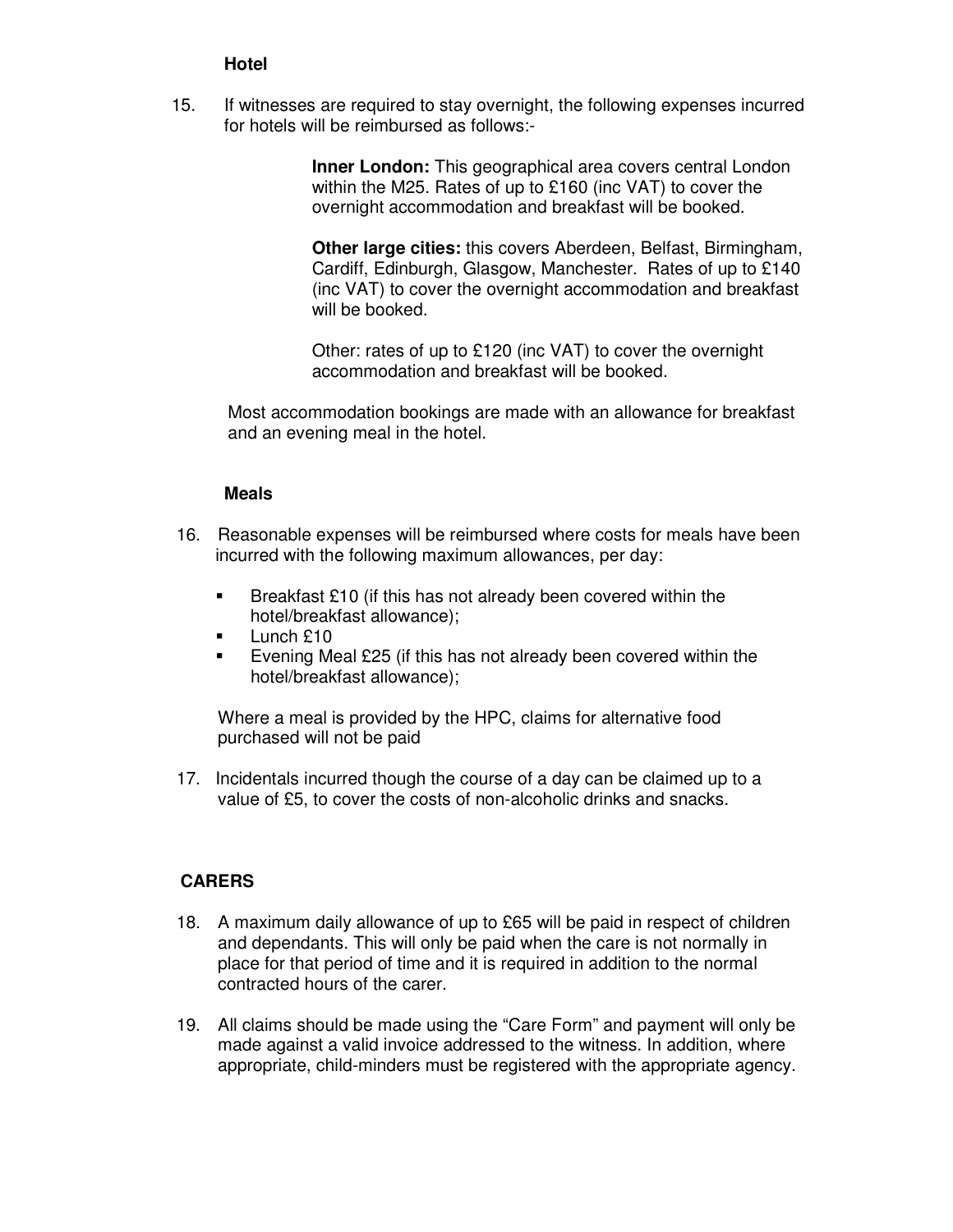### Hotel

15. If witnesses are required to stay overnight, the following expenses incurred for hotels will be reimbursed as follows:-

    **Inner London:** This geographical area covers central London within the M25. Rates of up to £160 (inc VAT) to cover the overnight accommodation and breakfast will be booked.

    **Other large cities:** this covers Aberdeen, Belfast, Birmingham, Cardiff, Edinburgh, Glasgow, Manchester. Rates of up to £140 (inc VAT) to cover the overnight accommodation and breakfast will be booked.

    Other: rates of up to £120 (inc VAT) to cover the overnight accommodation and breakfast will be booked.

    Most accommodation bookings are made with an allowance for breakfast and an evening meal in the hotel.

### Meals

16. Reasonable expenses will be reimbursed where costs for meals have been incurred with the following maximum allowances, per day:

    - Breakfast £10 (if this has not already been covered within the hotel/breakfast allowance);
    - Lunch £10
    - Evening Meal £25 (if this has not already been covered within the hotel/breakfast allowance);

    Where a meal is provided by the HPC, claims for alternative food purchased will not be paid

17. Incidentals incurred though the course of a day can be claimed up to a value of £5, to cover the costs of non-alcoholic drinks and snacks.

## CARERS

18. A maximum daily allowance of up to £65 will be paid in respect of children and dependants. This will only be paid when the care is not normally in place for that period of time and it is required in addition to the normal contracted hours of the carer.

19. All claims should be made using the "Care Form" and payment will only be made against a valid invoice addressed to the witness. In addition, where appropriate, child-minders must be registered with the appropriate agency.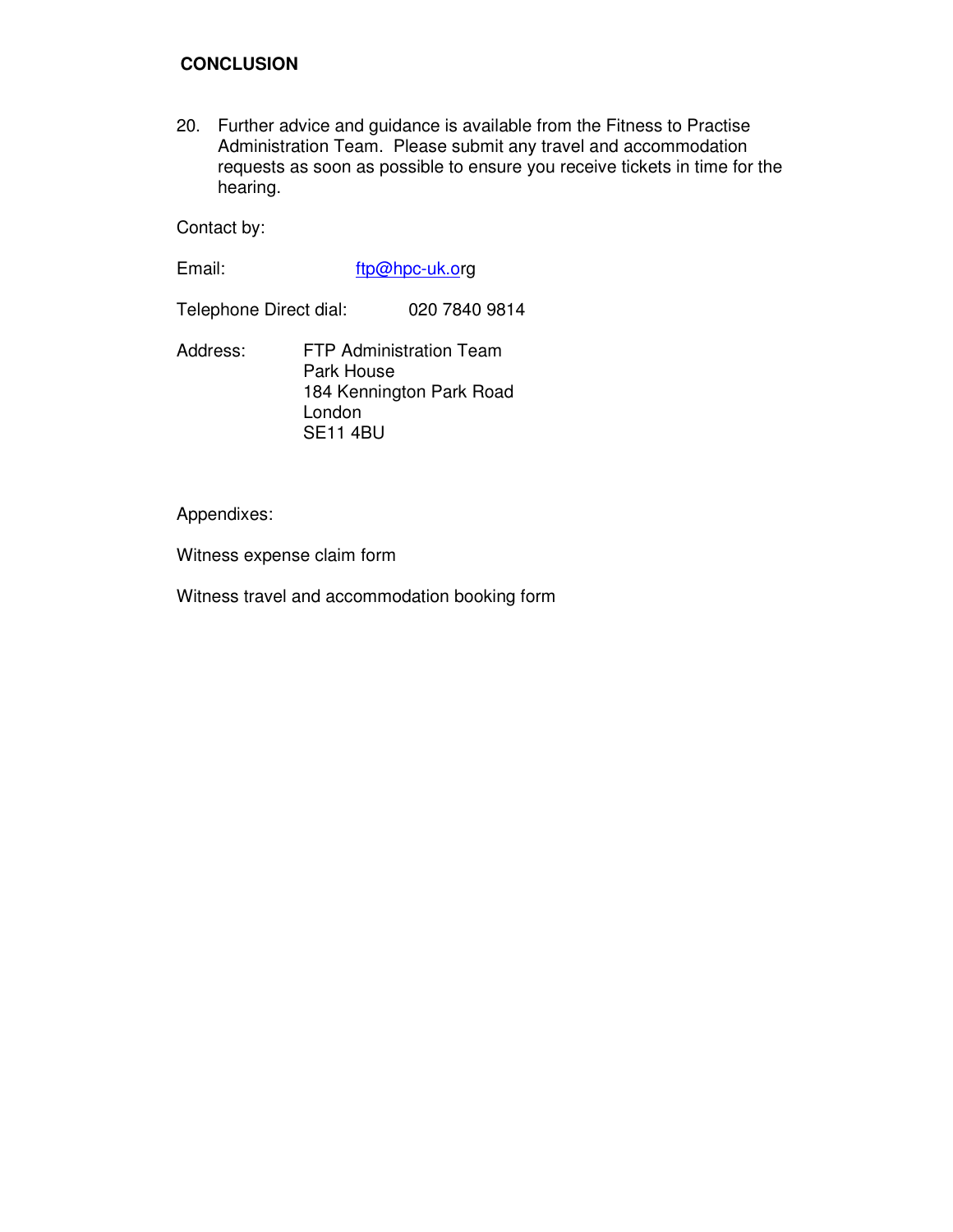**CONCLUSION**

20. Further advice and guidance is available from the Fitness to Practise Administration Team. Please submit any travel and accommodation requests as soon as possible to ensure you receive tickets in time for the hearing.

Contact by:

Email: ftp@hpc-uk.org

Telephone Direct dial: 020 7840 9814

Address: FTP Administration Team  
Park House  
184 Kennington Park Road  
London  
SE11 4BU

Appendixes:

Witness expense claim form

Witness travel and accommodation booking form